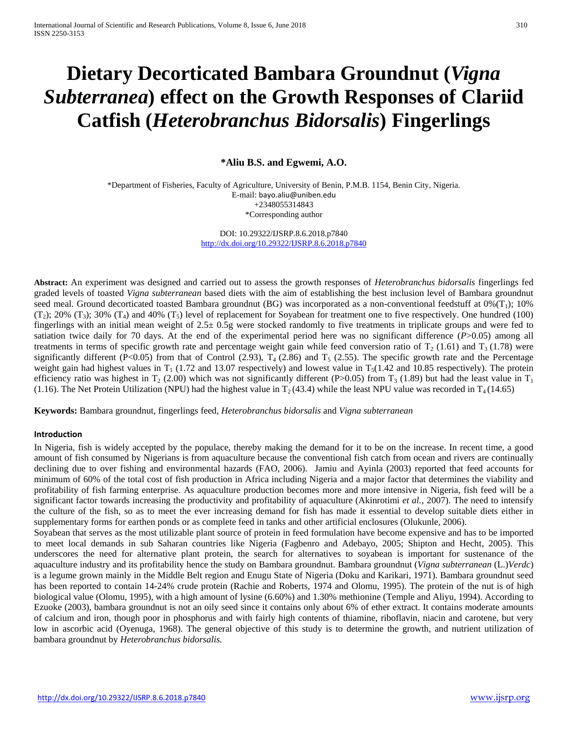# Dietary Decorticated Bambara Groundnut (*Vigna Subterranea*) effect on the Growth Responses of Clariid Catfish (*Heterobranchus Bidorsalis*) Fingerlings

**\*Aliu B.S. and Egwemi, A.O.**

\*Department of Fisheries, Faculty of Agriculture, University of Benin, P.M.B. 1154, Benin City, Nigeria.
E-mail: bayo.aliu@uniben.edu
+2348055314843
\*Corresponding author

DOI: 10.29322/IJSRP.8.6.2018.p7840
http://dx.doi.org/10.29322/IJSRP.8.6.2018.p7840

**Abstract:** An experiment was designed and carried out to assess the growth responses of *Heterobranchus bidorsalis* fingerlings fed graded levels of toasted *Vigna subterranean* based diets with the aim of establishing the best inclusion level of Bambara groundnut seed meal. Ground decorticated toasted Bambara groundnut (BG) was incorporated as a non-conventional feedstuff at 0%($T_1$); 10% ($T_2$); 20% ($T_3$); 30% ($T_4$) and 40% ($T_5$) level of replacement for Soyabean for treatment one to five respectively. One hundred (100) fingerlings with an initial mean weight of 2.5± 0.5g were stocked randomly to five treatments in triplicate groups and were fed to satiation twice daily for 70 days. At the end of the experimental period here was no significant difference ($P$>0.05) among all treatments in terms of specific growth rate and percentage weight gain while feed conversion ratio of $T_2$ (1.61) and $T_3$ (1.78) were significantly different (P<0.05) from that of Control (2.93), $T_4$ (2.86) and $T_5$ (2.55). The specific growth rate and the Percentage weight gain had highest values in $T_1$ (1.72 and 13.07 respectively) and lowest value in $T_5$(1.42 and 10.85 respectively). The protein efficiency ratio was highest in $T_2$ (2.00) which was not significantly different (P>0.05) from $T_3$ (1.89) but had the least value in $T_1$ (1.16). The Net Protein Utilization (NPU) had the highest value in $T_2$ (43.4) while the least NPU value was recorded in $T_4$ (14.65)

**Keywords:** Bambara groundnut, fingerlings feed, *Heterobranchus bidorsalis* and *Vigna subterranean*

## Introduction

In Nigeria, fish is widely accepted by the populace, thereby making the demand for it to be on the increase. In recent time, a good amount of fish consumed by Nigerians is from aquaculture because the conventional fish catch from ocean and rivers are continually declining due to over fishing and environmental hazards (FAO, 2006). Jamiu and Ayinla (2003) reported that feed accounts for minimum of 60% of the total cost of fish production in Africa including Nigeria and a major factor that determines the viability and profitability of fish farming enterprise. As aquaculture production becomes more and more intensive in Nigeria, fish feed will be a significant factor towards increasing the productivity and profitability of aquaculture (Akinrotimi *et al.*, 2007). The need to intensify the culture of the fish, so as to meet the ever increasing demand for fish has made it essential to develop suitable diets either in supplementary forms for earthen ponds or as complete feed in tanks and other artificial enclosures (Olukunle, 2006).

Soyabean that serves as the most utilizable plant source of protein in feed formulation have become expensive and has to be imported to meet local demands in sub Saharan countries like Nigeria (Fagbenro and Adebayo, 2005; Shipton and Hecht, 2005). This underscores the need for alternative plant protein, the search for alternatives to soyabean is important for sustenance of the aquaculture industry and its profitability hence the study on Bambara groundnut. Bambara groundnut (*Vigna subterranean* (L.)*Verdc*) is a legume grown mainly in the Middle Belt region and Enugu State of Nigeria (Doku and Karikari, 1971). Bambara groundnut seed has been reported to contain 14-24% crude protein (Rachie and Roberts, 1974 and Olomu, 1995). The protein of the nut is of high biological value (Olomu, 1995), with a high amount of lysine (6.60%) and 1.30% methionine (Temple and Aliyu, 1994). According to Ezuoke (2003), bambara groundnut is not an oily seed since it contains only about 6% of ether extract. It contains moderate amounts of calcium and iron, though poor in phosphorus and with fairly high contents of thiamine, riboflavin, niacin and carotene, but very low in ascorbic acid (Oyenuga, 1968). The general objective of this study is to determine the growth, and nutrient utilization of bambara groundnut by *Heterobranchus bidorsalis.*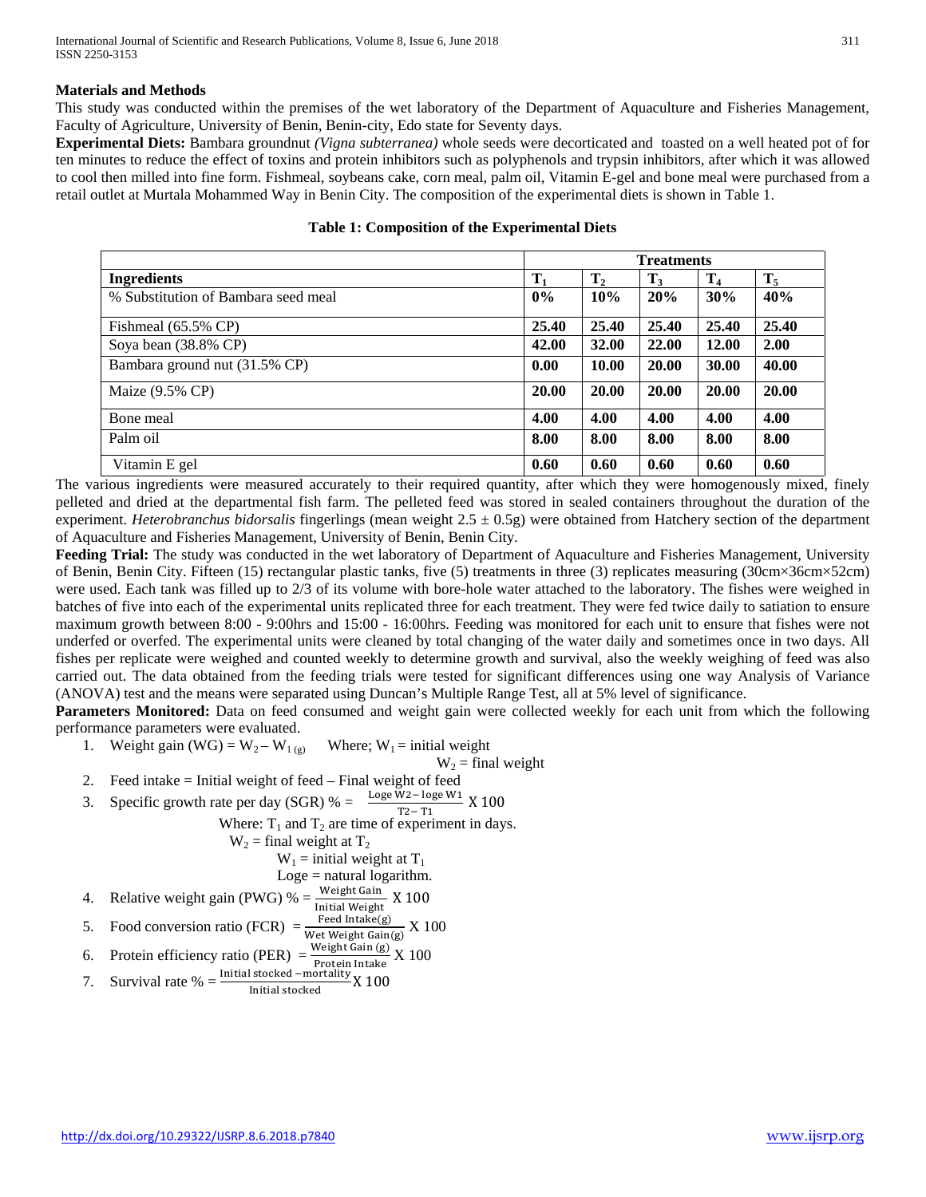## Materials and Methods

This study was conducted within the premises of the wet laboratory of the Department of Aquaculture and Fisheries Management, Faculty of Agriculture, University of Benin, Benin-city, Edo state for Seventy days.

**Experimental Diets:** Bambara groundnut *(Vigna subterranea)* whole seeds were decorticated and toasted on a well heated pot of for ten minutes to reduce the effect of toxins and protein inhibitors such as polyphenols and trypsin inhibitors, after which it was allowed to cool then milled into fine form. Fishmeal, soybeans cake, corn meal, palm oil, Vitamin E-gel and bone meal were purchased from a retail outlet at Murtala Mohammed Way in Benin City. The composition of the experimental diets is shown in Table 1.

**Table 1: Composition of the Experimental Diets**

| | Treatments | | | | |
|---|---|---|---|---|---|
| **Ingredients** | **$T_1$** | **$T_2$** | **$T_3$** | **$T_4$** | **$T_5$** |
| % Substitution of Bambara seed meal | **0%** | **10%** | **20%** | **30%** | **40%** |
| Fishmeal (65.5% CP) | **25.40** | **25.40** | **25.40** | **25.40** | **25.40** |
| Soya bean (38.8% CP) | **42.00** | **32.00** | **22.00** | **12.00** | **2.00** |
| Bambara ground nut (31.5% CP) | **0.00** | **10.00** | **20.00** | **30.00** | **40.00** |
| Maize (9.5% CP) | **20.00** | **20.00** | **20.00** | **20.00** | **20.00** |
| Bone meal | **4.00** | **4.00** | **4.00** | **4.00** | **4.00** |
| Palm oil | **8.00** | **8.00** | **8.00** | **8.00** | **8.00** |
| Vitamin E gel | **0.60** | **0.60** | **0.60** | **0.60** | **0.60** |

The various ingredients were measured accurately to their required quantity, after which they were homogenously mixed, finely pelleted and dried at the departmental fish farm. The pelleted feed was stored in sealed containers throughout the duration of the experiment. *Heterobranchus bidorsalis* fingerlings (mean weight 2.5 ± 0.5g) were obtained from Hatchery section of the department of Aquaculture and Fisheries Management, University of Benin, Benin City.

**Feeding Trial:** The study was conducted in the wet laboratory of Department of Aquaculture and Fisheries Management, University of Benin, Benin City. Fifteen (15) rectangular plastic tanks, five (5) treatments in three (3) replicates measuring (30cm×36cm×52cm) were used. Each tank was filled up to 2/3 of its volume with bore-hole water attached to the laboratory. The fishes were weighed in batches of five into each of the experimental units replicated three for each treatment. They were fed twice daily to satiation to ensure maximum growth between 8:00 - 9:00hrs and 15:00 - 16:00hrs. Feeding was monitored for each unit to ensure that fishes were not underfed or overfed. The experimental units were cleaned by total changing of the water daily and sometimes once in two days. All fishes per replicate were weighed and counted weekly to determine growth and survival, also the weekly weighing of feed was also carried out. The data obtained from the feeding trials were tested for significant differences using one way Analysis of Variance (ANOVA) test and the means were separated using Duncan's Multiple Range Test, all at 5% level of significance.

**Parameters Monitored:** Data on feed consumed and weight gain were collected weekly for each unit from which the following performance parameters were evaluated.

1. Weight gain (WG) = $W_2 - W_{1\,(g)}$ Where; $W_1$ = initial weight
   $W_2$ = final weight
2. Feed intake = Initial weight of feed – Final weight of feed
3. Specific growth rate per day (SGR) % = $\frac{\text{Loge } W2 - \text{loge } W1}{T2 - T1} \text{ X } 100$
   Where: $T_1$ and $T_2$ are time of experiment in days.
   $W_2$ = final weight at $T_2$
   $W_1$ = initial weight at $T_1$
   Loge = natural logarithm.
4. Relative weight gain (PWG) % = $\frac{\text{Weight Gain}}{\text{Initial Weight}} \text{ X } 100$
5. Food conversion ratio (FCR) = $\frac{\text{Feed Intake(g)}}{\text{Wet Weight Gain(g)}} \text{ X } 100$
6. Protein efficiency ratio (PER) = $\frac{\text{Weight Gain (g)}}{\text{Protein Intake}} \text{ X } 100$
7. Survival rate % = $\frac{\text{Initial stocked} - \text{mortality}}{\text{Initial stocked}} \text{X } 100$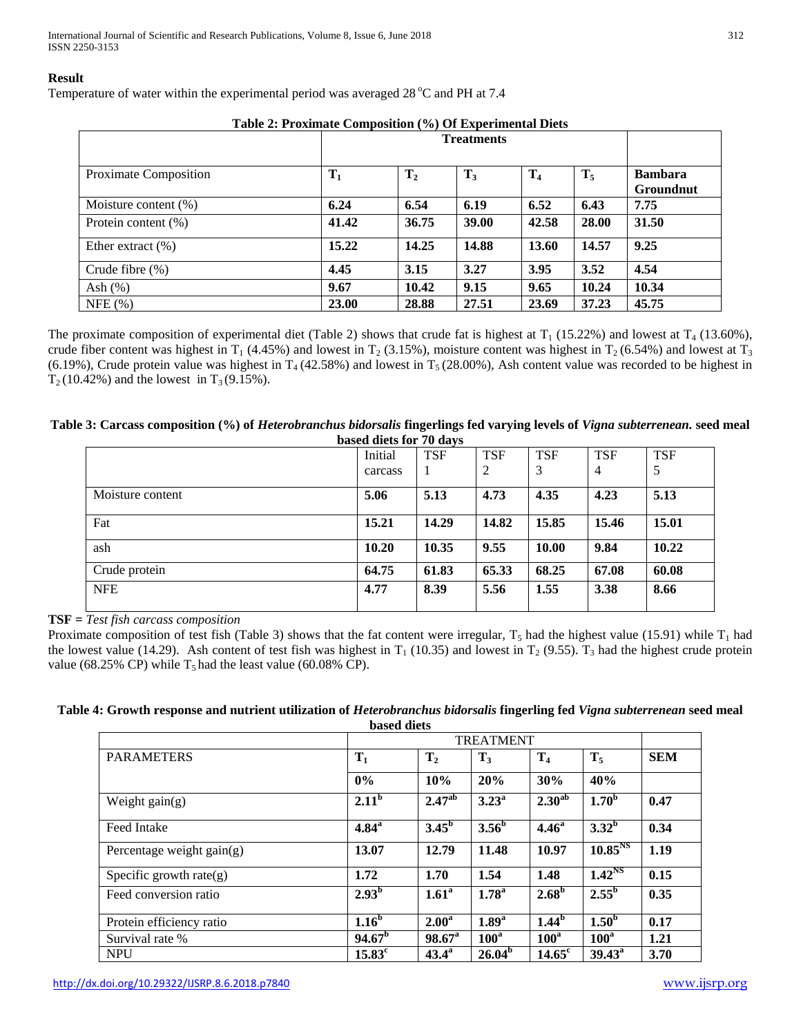**Result**

Temperature of water within the experimental period was averaged 28 °C and PH at 7.4

**Table 2: Proximate Composition (%) Of Experimental Diets**

| | Treatments | | | | | |
|---|---|---|---|---|---|---|
| Proximate Composition | $T_1$ | $T_2$ | $T_3$ | $T_4$ | $T_5$ | Bambara Groundnut |
| Moisture content (%) | 6.24 | 6.54 | 6.19 | 6.52 | 6.43 | 7.75 |
| Protein content (%) | 41.42 | 36.75 | 39.00 | 42.58 | 28.00 | 31.50 |
| Ether extract (%) | 15.22 | 14.25 | 14.88 | 13.60 | 14.57 | 9.25 |
| Crude fibre (%) | 4.45 | 3.15 | 3.27 | 3.95 | 3.52 | 4.54 |
| Ash (%) | 9.67 | 10.42 | 9.15 | 9.65 | 10.24 | 10.34 |
| NFE (%) | 23.00 | 28.88 | 27.51 | 23.69 | 37.23 | 45.75 |

The proximate composition of experimental diet (Table 2) shows that crude fat is highest at $T_1$ (15.22%) and lowest at $T_4$ (13.60%), crude fiber content was highest in $T_1$ (4.45%) and lowest in $T_2$ (3.15%), moisture content was highest in $T_2$ (6.54%) and lowest at $T_3$ (6.19%), Crude protein value was highest in $T_4$ (42.58%) and lowest in $T_5$ (28.00%), Ash content value was recorded to be highest in $T_2$ (10.42%) and the lowest in $T_3$ (9.15%).

**Table 3: Carcass composition (%) of *Heterobranchus bidorsalis* fingerlings fed varying levels of *Vigna subterrenean.* seed meal based diets for 70 days**

| | Initial carcass | TSF 1 | TSF 2 | TSF 3 | TSF 4 | TSF 5 |
|---|---|---|---|---|---|---|
| Moisture content | 5.06 | 5.13 | 4.73 | 4.35 | 4.23 | 5.13 |
| Fat | 15.21 | 14.29 | 14.82 | 15.85 | 15.46 | 15.01 |
| ash | 10.20 | 10.35 | 9.55 | 10.00 | 9.84 | 10.22 |
| Crude protein | 64.75 | 61.83 | 65.33 | 68.25 | 67.08 | 60.08 |
| NFE | 4.77 | 8.39 | 5.56 | 1.55 | 3.38 | 8.66 |

**TSF =** *Test fish carcass composition*

Proximate composition of test fish (Table 3) shows that the fat content were irregular, $T_5$ had the highest value (15.91) while $T_1$ had the lowest value (14.29). Ash content of test fish was highest in $T_1$ (10.35) and lowest in $T_2$ (9.55). $T_3$ had the highest crude protein value (68.25% CP) while $T_5$ had the least value (60.08% CP).

**Table 4: Growth response and nutrient utilization of *Heterobranchus bidorsalis* fingerling fed *Vigna subterrenean* seed meal based diets**

| | TREATMENT | | | | | |
|---|---|---|---|---|---|---|
| PARAMETERS | $T_1$ | $T_2$ | $T_3$ | $T_4$ | $T_5$ | SEM |
| | 0% | 10% | 20% | 30% | 40% | |
| Weight gain(g) | $2.11^{b}$ | $2.47^{ab}$ | $3.23^{a}$ | $2.30^{ab}$ | $1.70^{b}$ | 0.47 |
| Feed Intake | $4.84^{a}$ | $3.45^{b}$ | $3.56^{b}$ | $4.46^{a}$ | $3.32^{b}$ | 0.34 |
| Percentage weight gain(g) | 13.07 | 12.79 | 11.48 | 10.97 | $10.85^{NS}$ | 1.19 |
| Specific growth rate(g) | 1.72 | 1.70 | 1.54 | 1.48 | $1.42^{NS}$ | 0.15 |
| Feed conversion ratio | $2.93^{b}$ | $1.61^{a}$ | $1.78^{a}$ | $2.68^{b}$ | $2.55^{b}$ | 0.35 |
| Protein efficiency ratio | $1.16^{b}$ | $2.00^{a}$ | $1.89^{a}$ | $1.44^{b}$ | $1.50^{b}$ | 0.17 |
| Survival rate % | $94.67^{b}$ | $98.67^{a}$ | $100^{a}$ | $100^{a}$ | $100^{a}$ | 1.21 |
| NPU | $15.83^{c}$ | $43.4^{a}$ | $26.04^{b}$ | $14.65^{c}$ | $39.43^{a}$ | 3.70 |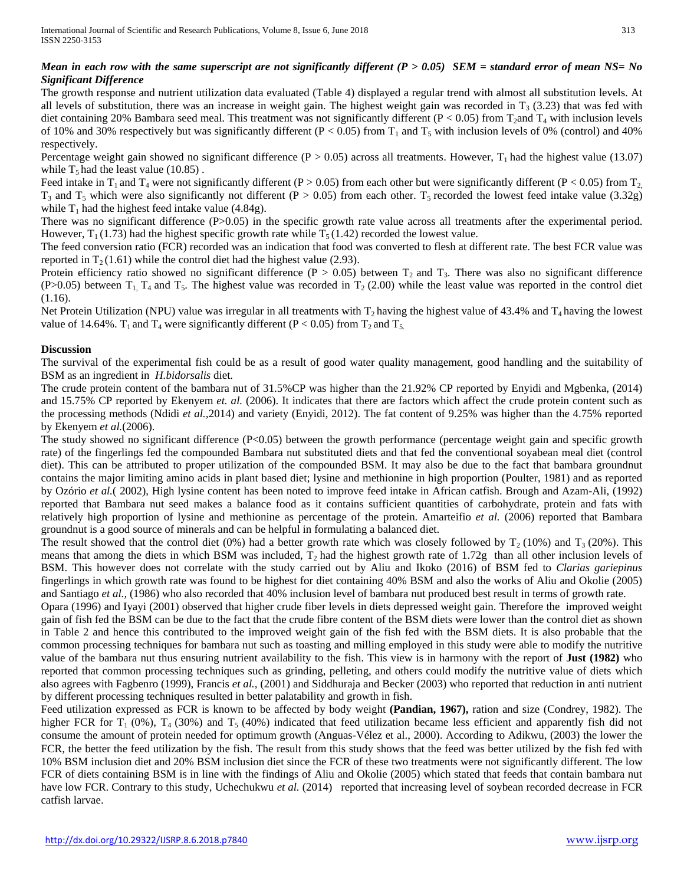***Mean in each row with the same superscript are not significantly different ($P > 0.05$) SEM = standard error of mean NS= No Significant Difference***

The growth response and nutrient utilization data evaluated (Table 4) displayed a regular trend with almost all substitution levels. At all levels of substitution, there was an increase in weight gain. The highest weight gain was recorded in $T_3$ (3.23) that was fed with diet containing 20% Bambara seed meal. This treatment was not significantly different ($P < 0.05$) from $T_2$ and $T_4$ with inclusion levels of 10% and 30% respectively but was significantly different ($P < 0.05$) from $T_1$ and $T_5$ with inclusion levels of 0% (control) and 40% respectively.

Percentage weight gain showed no significant difference ($P > 0.05$) across all treatments. However, $T_1$ had the highest value (13.07) while $T_5$ had the least value (10.85) .

Feed intake in $T_1$ and $T_4$ were not significantly different ($P > 0.05$) from each other but were significantly different ($P < 0.05$) from $T_2$, $T_3$ and $T_5$ which were also significantly not different ($P > 0.05$) from each other. $T_5$ recorded the lowest feed intake value (3.32g) while $T_1$ had the highest feed intake value (4.84g).

There was no significant difference ($P>0.05$) in the specific growth rate value across all treatments after the experimental period. However, $T_1$ (1.73) had the highest specific growth rate while $T_5$ (1.42) recorded the lowest value.

The feed conversion ratio (FCR) recorded was an indication that food was converted to flesh at different rate. The best FCR value was reported in $T_2$ (1.61) while the control diet had the highest value (2.93).

Protein efficiency ratio showed no significant difference ($P > 0.05$) between $T_2$ and $T_3$. There was also no significant difference ($P>0.05$) between $T_1$, $T_4$ and $T_5$. The highest value was recorded in $T_2$ (2.00) while the least value was reported in the control diet (1.16).

Net Protein Utilization (NPU) value was irregular in all treatments with $T_2$ having the highest value of 43.4% and $T_4$ having the lowest value of 14.64%. $T_1$ and $T_4$ were significantly different ($P < 0.05$) from $T_2$ and $T_5$.

## Discussion

The survival of the experimental fish could be as a result of good water quality management, good handling and the suitability of BSM as an ingredient in *H.bidorsalis* diet.

The crude protein content of the bambara nut of 31.5%CP was higher than the 21.92% CP reported by Enyidi and Mgbenka, (2014) and 15.75% CP reported by Ekenyem *et. al.* (2006). It indicates that there are factors which affect the crude protein content such as the processing methods (Ndidi *et al.*,2014) and variety (Enyidi, 2012). The fat content of 9.25% was higher than the 4.75% reported by Ekenyem *et al.*(2006).

The study showed no significant difference ($P<0.05$) between the growth performance (percentage weight gain and specific growth rate) of the fingerlings fed the compounded Bambara nut substituted diets and that fed the conventional soyabean meal diet (control diet). This can be attributed to proper utilization of the compounded BSM. It may also be due to the fact that bambara groundnut contains the major limiting amino acids in plant based diet; lysine and methionine in high proportion (Poulter, 1981) and as reported by Ozório *et al.*( 2002), High lysine content has been noted to improve feed intake in African catfish. Brough and Azam-Ali, (1992) reported that Bambara nut seed makes a balance food as it contains sufficient quantities of carbohydrate, protein and fats with relatively high proportion of lysine and methionine as percentage of the protein. Amarteifio *et al.* (2006) reported that Bambara groundnut is a good source of minerals and can be helpful in formulating a balanced diet.

The result showed that the control diet (0%) had a better growth rate which was closely followed by $T_2$ (10%) and $T_3$ (20%). This means that among the diets in which BSM was included, $T_2$ had the highest growth rate of 1.72g than all other inclusion levels of BSM. This however does not correlate with the study carried out by Aliu and Ikoko (2016) of BSM fed to *Clarias gariepinus* fingerlings in which growth rate was found to be highest for diet containing 40% BSM and also the works of Aliu and Okolie (2005) and Santiago *et al.,* (1986) who also recorded that 40% inclusion level of bambara nut produced best result in terms of growth rate.

Opara (1996) and Iyayi (2001) observed that higher crude fiber levels in diets depressed weight gain. Therefore the improved weight gain of fish fed the BSM can be due to the fact that the crude fibre content of the BSM diets were lower than the control diet as shown in Table 2 and hence this contributed to the improved weight gain of the fish fed with the BSM diets. It is also probable that the common processing techniques for bambara nut such as toasting and milling employed in this study were able to modify the nutritive value of the bambara nut thus ensuring nutrient availability to the fish. This view is in harmony with the report of **Just (1982)** who reported that common processing techniques such as grinding, pelleting, and others could modify the nutritive value of diets which also agrees with Fagbenro (1999), Francis *et al.,* (2001) and Siddhuraja and Becker (2003) who reported that reduction in anti nutrient by different processing techniques resulted in better palatability and growth in fish.

Feed utilization expressed as FCR is known to be affected by body weight **(Pandian, 1967),** ration and size (Condrey, 1982). The higher FCR for $T_1$ (0%), $T_4$ (30%) and $T_5$ (40%) indicated that feed utilization became less efficient and apparently fish did not consume the amount of protein needed for optimum growth (Anguas-Vélez et al., 2000). According to Adikwu, (2003) the lower the FCR, the better the feed utilization by the fish. The result from this study shows that the feed was better utilized by the fish fed with 10% BSM inclusion diet and 20% BSM inclusion diet since the FCR of these two treatments were not significantly different. The low FCR of diets containing BSM is in line with the findings of Aliu and Okolie (2005) which stated that feeds that contain bambara nut have low FCR. Contrary to this study, Uchechukwu *et al.* (2014) reported that increasing level of soybean recorded decrease in FCR catfish larvae.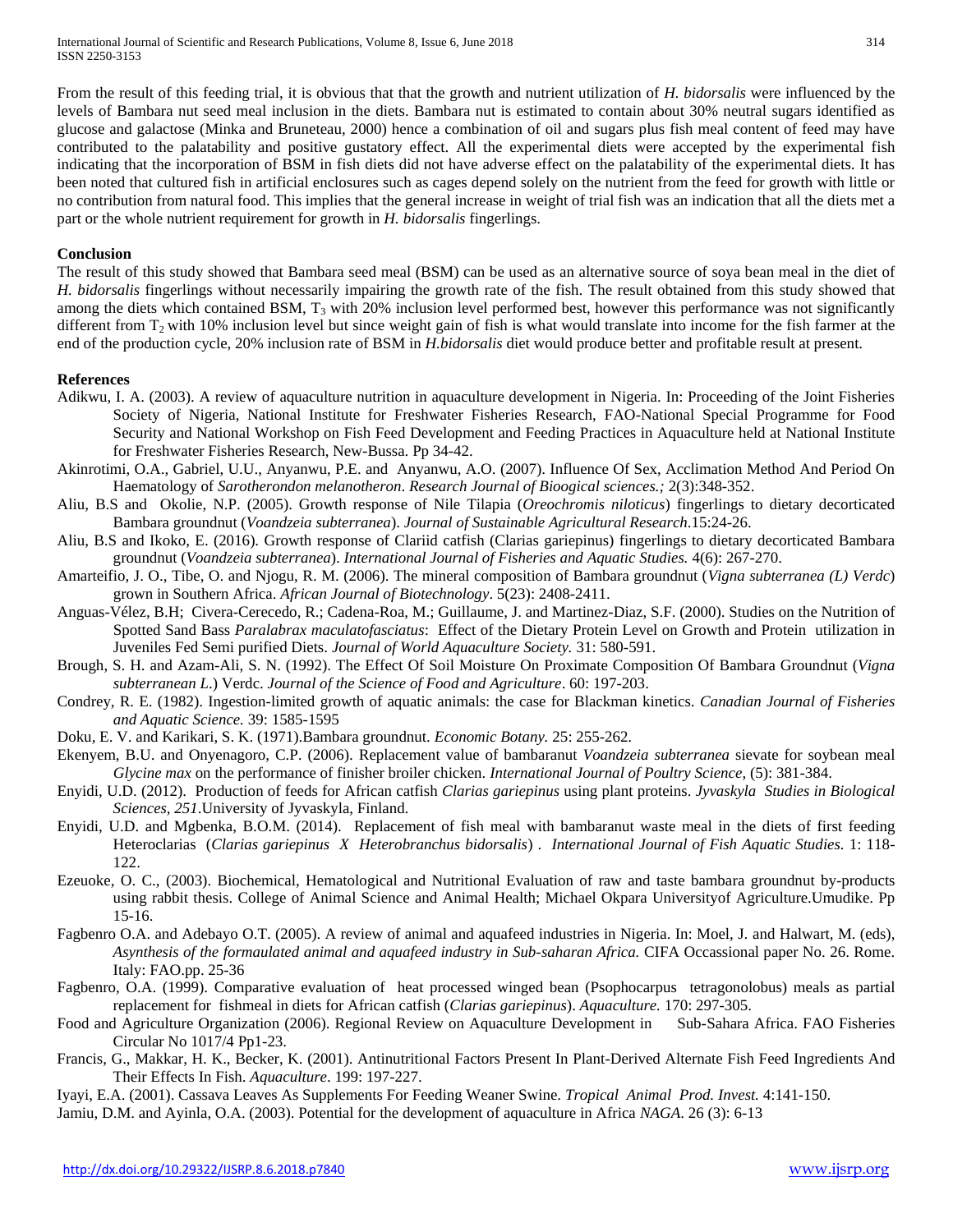From the result of this feeding trial, it is obvious that that the growth and nutrient utilization of *H. bidorsalis* were influenced by the levels of Bambara nut seed meal inclusion in the diets. Bambara nut is estimated to contain about 30% neutral sugars identified as glucose and galactose (Minka and Bruneteau, 2000) hence a combination of oil and sugars plus fish meal content of feed may have contributed to the palatability and positive gustatory effect. All the experimental diets were accepted by the experimental fish indicating that the incorporation of BSM in fish diets did not have adverse effect on the palatability of the experimental diets. It has been noted that cultured fish in artificial enclosures such as cages depend solely on the nutrient from the feed for growth with little or no contribution from natural food. This implies that the general increase in weight of trial fish was an indication that all the diets met a part or the whole nutrient requirement for growth in *H. bidorsalis* fingerlings.

**Conclusion**

The result of this study showed that Bambara seed meal (BSM) can be used as an alternative source of soya bean meal in the diet of *H. bidorsalis* fingerlings without necessarily impairing the growth rate of the fish. The result obtained from this study showed that among the diets which contained BSM, $T_3$ with 20% inclusion level performed best, however this performance was not significantly different from $T_2$ with 10% inclusion level but since weight gain of fish is what would translate into income for the fish farmer at the end of the production cycle, 20% inclusion rate of BSM in *H.bidorsalis* diet would produce better and profitable result at present.

**References**

Adikwu, I. A. (2003). A review of aquaculture nutrition in aquaculture development in Nigeria. In: Proceeding of the Joint Fisheries Society of Nigeria, National Institute for Freshwater Fisheries Research, FAO-National Special Programme for Food Security and National Workshop on Fish Feed Development and Feeding Practices in Aquaculture held at National Institute for Freshwater Fisheries Research, New-Bussa. Pp 34-42.

Akinrotimi, O.A., Gabriel, U.U., Anyanwu, P.E. and Anyanwu, A.O. (2007). Influence Of Sex, Acclimation Method And Period On Haematology of *Sarotherondon melanotheron*. *Research Journal of Bioogical sciences.;* 2(3):348-352.

Aliu, B.S and Okolie, N.P. (2005). Growth response of Nile Tilapia (*Oreochromis niloticus*) fingerlings to dietary decorticated Bambara groundnut (*Voandzeia subterranea*). *Journal of Sustainable Agricultural Research*.15:24-26.

Aliu, B.S and Ikoko, E. (2016). Growth response of Clariid catfish (Clarias gariepinus) fingerlings to dietary decorticated Bambara groundnut (*Voandzeia subterranea*). *International Journal of Fisheries and Aquatic Studies.* 4(6): 267-270.

Amarteifio, J. O., Tibe, O. and Njogu, R. M. (2006). The mineral composition of Bambara groundnut (*Vigna subterranea (L) Verdc*) grown in Southern Africa. *African Journal of Biotechnology*. 5(23): 2408-2411.

Anguas-Vélez, B.H; Civera-Cerecedo, R.; Cadena-Roa, M.; Guillaume, J. and Martinez-Diaz, S.F. (2000). Studies on the Nutrition of Spotted Sand Bass *Paralabrax maculatofasciatus*: Effect of the Dietary Protein Level on Growth and Protein utilization in Juveniles Fed Semi purified Diets. *Journal of World Aquaculture Society.* 31: 580-591.

Brough, S. H. and Azam-Ali, S. N. (1992). The Effect Of Soil Moisture On Proximate Composition Of Bambara Groundnut (*Vigna subterranean L.*) Verdc. *Journal of the Science of Food and Agriculture*. 60: 197-203.

Condrey, R. E. (1982). Ingestion-limited growth of aquatic animals: the case for Blackman kinetics. *Canadian Journal of Fisheries and Aquatic Science.* 39: 1585-1595

Doku, E. V. and Karikari, S. K. (1971).Bambara groundnut. *Economic Botany.* 25: 255-262.

Ekenyem, B.U. and Onyenagoro, C.P. (2006). Replacement value of bambaranut *Voandzeia subterranea* sievate for soybean meal *Glycine max* on the performance of finisher broiler chicken. *International Journal of Poultry Science,* (5): 381-384.

Enyidi, U.D. (2012). Production of feeds for African catfish *Clarias gariepinus* using plant proteins. *Jyvaskyla Studies in Biological Sciences, 251*.University of Jyvaskyla, Finland.

Enyidi, U.D. and Mgbenka, B.O.M. (2014). Replacement of fish meal with bambaranut waste meal in the diets of first feeding Heteroclarias (*Clarias gariepinus X Heterobranchus bidorsalis*) . *International Journal of Fish Aquatic Studies.* 1: 118-122.

Ezeuoke, O. C., (2003). Biochemical, Hematological and Nutritional Evaluation of raw and taste bambara groundnut by-products using rabbit thesis. College of Animal Science and Animal Health; Michael Okpara Universityof Agriculture.Umudike. Pp 15-16.

Fagbenro O.A. and Adebayo O.T. (2005). A review of animal and aquafeed industries in Nigeria. In: Moel, J. and Halwart, M. (eds), *Asynthesis of the formaulated animal and aquafeed industry in Sub-saharan Africa.* CIFA Occassional paper No. 26. Rome. Italy: FAO.pp. 25-36

Fagbenro, O.A. (1999). Comparative evaluation of heat processed winged bean (Psophocarpus tetragonolobus) meals as partial replacement for fishmeal in diets for African catfish (*Clarias gariepinus*). *Aquaculture.* 170: 297-305.

Food and Agriculture Organization (2006). Regional Review on Aquaculture Development in Sub-Sahara Africa. FAO Fisheries Circular No 1017/4 Pp1-23.

Francis, G., Makkar, H. K., Becker, K. (2001). Antinutritional Factors Present In Plant-Derived Alternate Fish Feed Ingredients And Their Effects In Fish. *Aquaculture*. 199: 197-227.

Iyayi, E.A. (2001). Cassava Leaves As Supplements For Feeding Weaner Swine. *Tropical Animal Prod. Invest.* 4:141-150.

Jamiu, D.M. and Ayinla, O.A. (2003). Potential for the development of aquaculture in Africa *NAGA*. 26 (3): 6-13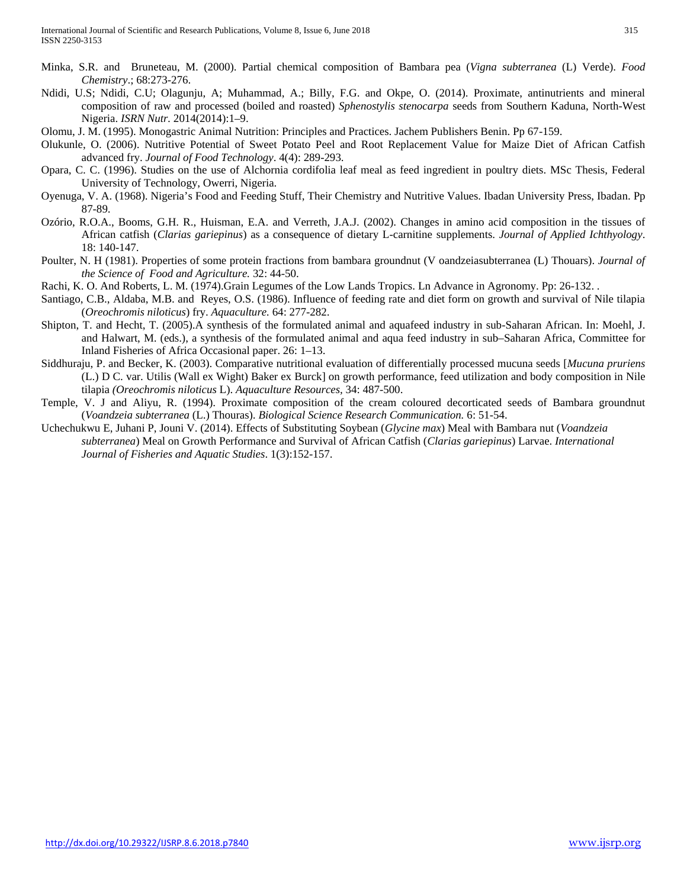Minka, S.R. and Bruneteau, M. (2000). Partial chemical composition of Bambara pea (*Vigna subterranea* (L) Verde). *Food Chemistry*.; 68:273-276.

Ndidi, U.S; Ndidi, C.U; Olagunju, A; Muhammad, A.; Billy, F.G. and Okpe, O. (2014). Proximate, antinutrients and mineral composition of raw and processed (boiled and roasted) *Sphenostylis stenocarpa* seeds from Southern Kaduna, North-West Nigeria. *ISRN Nutr.* 2014(2014):1–9.

Olomu, J. M. (1995). Monogastric Animal Nutrition: Principles and Practices. Jachem Publishers Benin. Pp 67-159.

Olukunle, O. (2006). Nutritive Potential of Sweet Potato Peel and Root Replacement Value for Maize Diet of African Catfish advanced fry. *Journal of Food Technology*. 4(4): 289-293.

Opara, C. C. (1996). Studies on the use of Alchornia cordifolia leaf meal as feed ingredient in poultry diets. MSc Thesis, Federal University of Technology, Owerri, Nigeria.

Oyenuga, V. A. (1968). Nigeria's Food and Feeding Stuff, Their Chemistry and Nutritive Values. Ibadan University Press, Ibadan. Pp 87-89.

Ozório, R.O.A., Booms, G.H. R., Huisman, E.A. and Verreth, J.A.J. (2002). Changes in amino acid composition in the tissues of African catfish (*Clarias gariepinus*) as a consequence of dietary L-carnitine supplements. *Journal of Applied Ichthyology*. 18: 140-147.

Poulter, N. H (1981). Properties of some protein fractions from bambara groundnut (V oandzeiasubterranea (L) Thouars). *Journal of the Science of Food and Agriculture.* 32: 44-50.

Rachi, K. O. And Roberts, L. M. (1974).Grain Legumes of the Low Lands Tropics. Ln Advance in Agronomy. Pp: 26-132. .

Santiago, C.B., Aldaba, M.B. and Reyes, O.S. (1986). Influence of feeding rate and diet form on growth and survival of Nile tilapia (*Oreochromis niloticus*) fry. *Aquaculture.* 64: 277-282.

Shipton, T. and Hecht, T. (2005).A synthesis of the formulated animal and aquafeed industry in sub-Saharan African. In: Moehl, J. and Halwart, M. (eds.), a synthesis of the formulated animal and aqua feed industry in sub–Saharan Africa, Committee for Inland Fisheries of Africa Occasional paper. 26: 1–13.

Siddhuraju, P. and Becker, K. (2003). Comparative nutritional evaluation of differentially processed mucuna seeds [*Mucuna pruriens* (L.) D C. var. Utilis (Wall ex Wight) Baker ex Burck] on growth performance, feed utilization and body composition in Nile tilapia *(Oreochromis niloticus* L). *Aquaculture Resources,* 34: 487-500.

Temple, V. J and Aliyu, R. (1994). Proximate composition of the cream coloured decorticated seeds of Bambara groundnut (*Voandzeia subterranea* (L.) Thouras). *Biological Science Research Communication.* 6: 51-54.

Uchechukwu E, Juhani P, Jouni V. (2014). Effects of Substituting Soybean (*Glycine max*) Meal with Bambara nut (*Voandzeia subterranea*) Meal on Growth Performance and Survival of African Catfish (*Clarias gariepinus*) Larvae. *International Journal of Fisheries and Aquatic Studies*. 1(3):152-157.